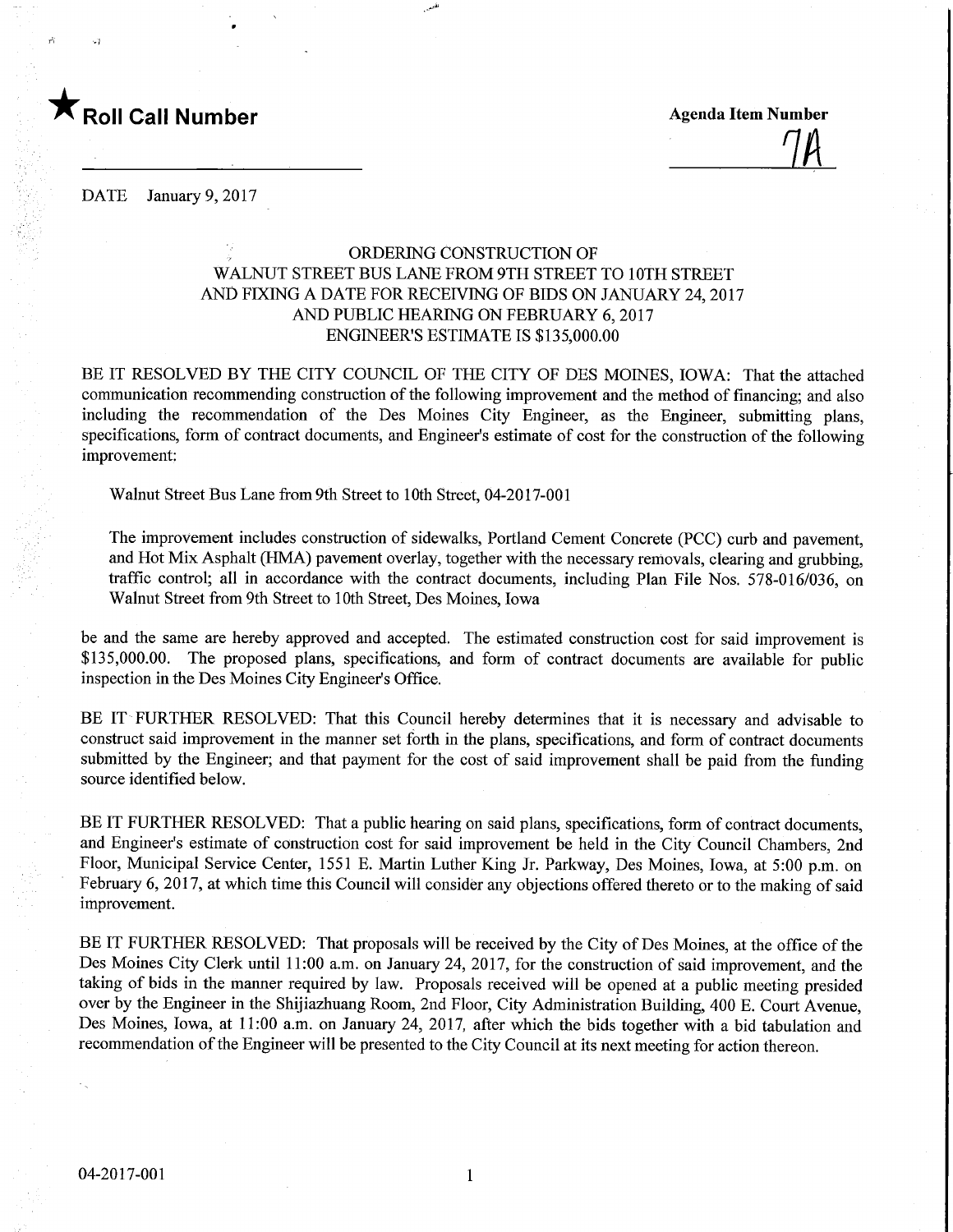★ **Roll Call Number**

**Agenda Item Number**

7A

DATE January 9, 2017

ORDERING CONSTRUCTION OF
WALNUT STREET BUS LANE FROM 9TH STREET TO 10TH STREET
AND FIXING A DATE FOR RECEIVING OF BIDS ON JANUARY 24, 2017
AND PUBLIC HEARING ON FEBRUARY 6, 2017
ENGINEER'S ESTIMATE IS $135,000.00

BE IT RESOLVED BY THE CITY COUNCIL OF THE CITY OF DES MOINES, IOWA: That the attached communication recommending construction of the following improvement and the method of financing; and also including the recommendation of the Des Moines City Engineer, as the Engineer, submitting plans, specifications, form of contract documents, and Engineer's estimate of cost for the construction of the following improvement:

Walnut Street Bus Lane from 9th Street to 10th Street, 04-2017-001

The improvement includes construction of sidewalks, Portland Cement Concrete (PCC) curb and pavement, and Hot Mix Asphalt (HMA) pavement overlay, together with the necessary removals, clearing and grubbing, traffic control; all in accordance with the contract documents, including Plan File Nos. 578-016/036, on Walnut Street from 9th Street to 10th Street, Des Moines, Iowa

be and the same are hereby approved and accepted. The estimated construction cost for said improvement is $135,000.00. The proposed plans, specifications, and form of contract documents are available for public inspection in the Des Moines City Engineer's Office.

BE IT FURTHER RESOLVED: That this Council hereby determines that it is necessary and advisable to construct said improvement in the manner set forth in the plans, specifications, and form of contract documents submitted by the Engineer; and that payment for the cost of said improvement shall be paid from the funding source identified below.

BE IT FURTHER RESOLVED: That a public hearing on said plans, specifications, form of contract documents, and Engineer's estimate of construction cost for said improvement be held in the City Council Chambers, 2nd Floor, Municipal Service Center, 1551 E. Martin Luther King Jr. Parkway, Des Moines, Iowa, at 5:00 p.m. on February 6, 2017, at which time this Council will consider any objections offered thereto or to the making of said improvement.

BE IT FURTHER RESOLVED: That proposals will be received by the City of Des Moines, at the office of the Des Moines City Clerk until 11:00 a.m. on January 24, 2017, for the construction of said improvement, and the taking of bids in the manner required by law. Proposals received will be opened at a public meeting presided over by the Engineer in the Shijiazhuang Room, 2nd Floor, City Administration Building, 400 E. Court Avenue, Des Moines, Iowa, at 11:00 a.m. on January 24, 2017, after which the bids together with a bid tabulation and recommendation of the Engineer will be presented to the City Council at its next meeting for action thereon.

04-2017-001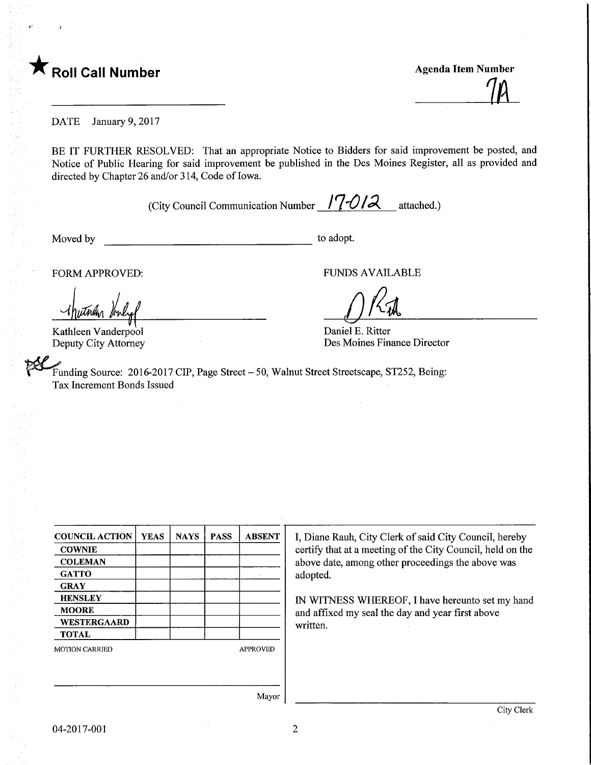★ **Roll Call Number**

**Agenda Item Number**

7A

DATE January 9, 2017

BE IT FURTHER RESOLVED: That an appropriate Notice to Bidders for said improvement be posted, and Notice of Public Hearing for said improvement be published in the Des Moines Register, all as provided and directed by Chapter 26 and/or 314, Code of Iowa.

(City Council Communication Number 17-012 attached.)

Moved by ______________________________ to adopt.

FORM APPROVED:

Kathleen Vanderpool
Deputy City Attorney

FUNDS AVAILABLE

Daniel E. Ritter
Des Moines Finance Director

Funding Source: 2016-2017 CIP, Page Street – 50, Walnut Street Streetscape, ST252, Being: Tax Increment Bonds Issued

| COUNCIL ACTION | YEAS | NAYS | PASS | ABSENT |
|---|---|---|---|---|
| COWNIE | | | | |
| COLEMAN | | | | |
| GATTO | | | | |
| GRAY | | | | |
| HENSLEY | | | | |
| MOORE | | | | |
| WESTERGAARD | | | | |
| TOTAL | | | | |

MOTION CARRIED APPROVED

______________________________
Mayor

I, Diane Rauh, City Clerk of said City Council, hereby certify that at a meeting of the City Council, held on the above date, among other proceedings the above was adopted.

IN WITNESS WHEREOF, I have hereunto set my hand and affixed my seal the day and year first above written.

______________________________
City Clerk

04-2017-001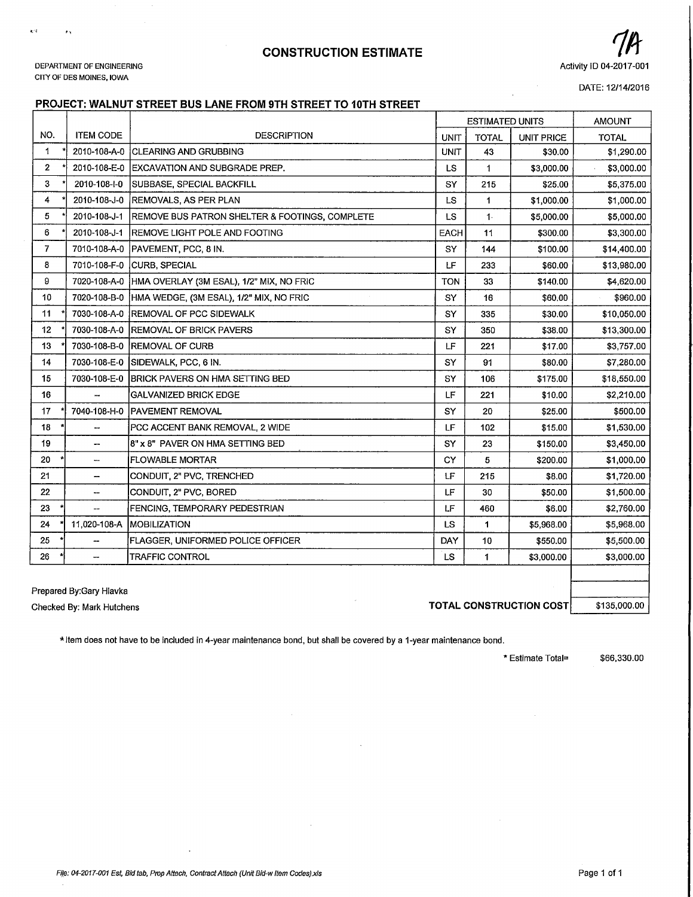# CONSTRUCTION ESTIMATE

7A

DEPARTMENT OF ENGINEERING
CITY OF DES MOINES, IOWA

Activity ID 04-2017-001

DATE: 12/14/2016

## PROJECT: WALNUT STREET BUS LANE FROM 9TH STREET TO 10TH STREET

| NO. | | ITEM CODE | DESCRIPTION | ESTIMATED UNITS | | | AMOUNT |
|---|---|---|---|---|---|---|---|
| | | | | UNIT | TOTAL | UNIT PRICE | TOTAL |
| 1 | * | 2010-108-A-0 | CLEARING AND GRUBBING | UNIT | 43 | $30.00 | $1,290.00 |
| 2 | * | 2010-108-E-0 | EXCAVATION AND SUBGRADE PREP. | LS | 1 | $3,000.00 | $3,000.00 |
| 3 | * | 2010-108-I-0 | SUBBASE, SPECIAL BACKFILL | SY | 215 | $25.00 | $5,375.00 |
| 4 | * | 2010-108-J-0 | REMOVALS, AS PER PLAN | LS | 1 | $1,000.00 | $1,000.00 |
| 5 | * | 2010-108-J-1 | REMOVE BUS PATRON SHELTER & FOOTINGS, COMPLETE | LS | 1 | $5,000.00 | $5,000.00 |
| 6 | * | 2010-108-J-1 | REMOVE LIGHT POLE AND FOOTING | EACH | 11 | $300.00 | $3,300.00 |
| 7 | | 7010-108-A-0 | PAVEMENT, PCC, 8 IN. | SY | 144 | $100.00 | $14,400.00 |
| 8 | | 7010-108-F-0 | CURB, SPECIAL | LF | 233 | $60.00 | $13,980.00 |
| 9 | | 7020-108-A-0 | HMA OVERLAY (3M ESAL), 1/2" MIX, NO FRIC | TON | 33 | $140.00 | $4,620.00 |
| 10 | | 7020-108-B-0 | HMA WEDGE, (3M ESAL), 1/2" MIX, NO FRIC | SY | 16 | $60.00 | $960.00 |
| 11 | * | 7030-108-A-0 | REMOVAL OF PCC SIDEWALK | SY | 335 | $30.00 | $10,050.00 |
| 12 | * | 7030-108-A-0 | REMOVAL OF BRICK PAVERS | SY | 350 | $38.00 | $13,300.00 |
| 13 | * | 7030-108-B-0 | REMOVAL OF CURB | LF | 221 | $17.00 | $3,757.00 |
| 14 | | 7030-108-E-0 | SIDEWALK, PCC, 6 IN. | SY | 91 | $80.00 | $7,280.00 |
| 15 | | 7030-108-E-0 | BRICK PAVERS ON HMA SETTING BED | SY | 106 | $175.00 | $18,550.00 |
| 16 | | -- | GALVANIZED BRICK EDGE | LF | 221 | $10.00 | $2,210.00 |
| 17 | * | 7040-108-H-0 | PAVEMENT REMOVAL | SY | 20 | $25.00 | $500.00 |
| 18 | * | -- | PCC ACCENT BANK REMOVAL, 2 WIDE | LF | 102 | $15.00 | $1,530.00 |
| 19 | | -- | 8" x 8" PAVER ON HMA SETTING BED | SY | 23 | $150.00 | $3,450.00 |
| 20 | * | -- | FLOWABLE MORTAR | CY | 5 | $200.00 | $1,000.00 |
| 21 | | -- | CONDUIT, 2" PVC, TRENCHED | LF | 215 | $8.00 | $1,720.00 |
| 22 | | -- | CONDUIT, 2" PVC, BORED | LF | 30 | $50.00 | $1,500.00 |
| 23 | * | -- | FENCING, TEMPORARY PEDESTRIAN | LF | 460 | $6.00 | $2,760.00 |
| 24 | * | 11,020-108-A | MOBILIZATION | LS | 1 | $5,968.00 | $5,968.00 |
| 25 | * | -- | FLAGGER, UNIFORMED POLICE OFFICER | DAY | 10 | $550.00 | $5,500.00 |
| 26 | * | -- | TRAFFIC CONTROL | LS | 1 | $3,000.00 | $3,000.00 |

Prepared By:Gary Hlavka

Checked By: Mark Hutchens

**TOTAL CONSTRUCTION COST** $135,000.00

* Item does not have to be included in 4-year maintenance bond, but shall be covered by a 1-year maintenance bond.

* Estimate Total= $66,330.00

*File: 04-2017-001 Est, Bid tab, Prop Attach, Contract Attach (Unit Bid-w Item Codes).xls*